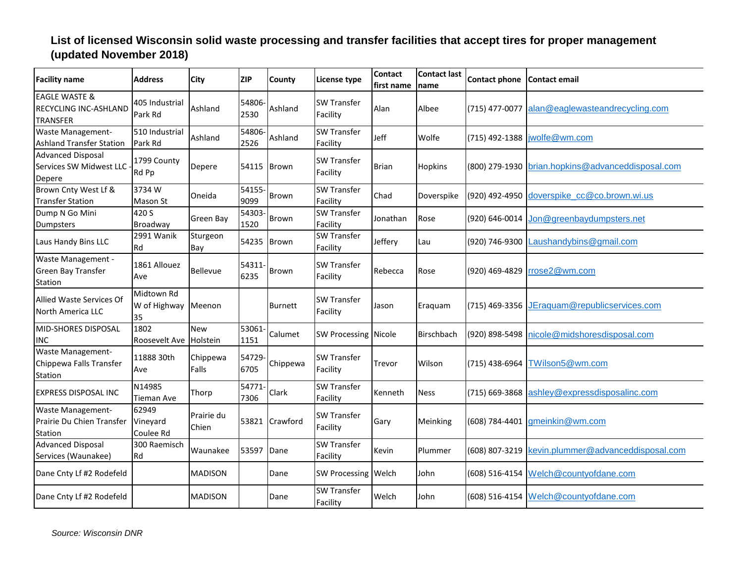# List of licensed Wisconsin solid waste processing and transfer facilities that accept tires for proper management (updated November 2018)

| Facility name | Address | City | ZIP | County | License type | Contact first name | Contact last name | Contact phone | Contact email |
|---|---|---|---|---|---|---|---|---|---|
| EAGLE WASTE & RECYCLING INC-ASHLAND TRANSFER | 405 Industrial Park Rd | Ashland | 54806-2530 | Ashland | SW Transfer Facility | Alan | Albee | (715) 477-0077 | alan@eaglewasteandrecycling.com |
| Waste Management-Ashland Transfer Station | 510 Industrial Park Rd | Ashland | 54806-2526 | Ashland | SW Transfer Facility | Jeff | Wolfe | (715) 492-1388 | jwolfe@wm.com |
| Advanced Disposal Services SW Midwest LLC - Depere | 1799 County Rd Pp | Depere | 54115 | Brown | SW Transfer Facility | Brian | Hopkins | (800) 279-1930 | brian.hopkins@advanceddisposal.com |
| Brown Cnty West Lf & Transfer Station | 3734 W Mason St | Oneida | 54155-9099 | Brown | SW Transfer Facility | Chad | Doverspike | (920) 492-4950 | doverspike_cc@co.brown.wi.us |
| Dump N Go Mini Dumpsters | 420 S Broadway | Green Bay | 54303-1520 | Brown | SW Transfer Facility | Jonathan | Rose | (920) 646-0014 | Jon@greenbaydumpsters.net |
| Laus Handy Bins LLC | 2991 Wanik Rd | Sturgeon Bay | 54235 | Brown | SW Transfer Facility | Jeffery | Lau | (920) 746-9300 | Laushandybins@gmail.com |
| Waste Management - Green Bay Transfer Station | 1861 Allouez Ave | Bellevue | 54311-6235 | Brown | SW Transfer Facility | Rebecca | Rose | (920) 469-4829 | rrose2@wm.com |
| Allied Waste Services Of North America LLC | Midtown Rd W of Highway 35 | Meenon | | Burnett | SW Transfer Facility | Jason | Eraquam | (715) 469-3356 | JEraquam@republicservices.com |
| MID-SHORES DISPOSAL INC | 1802 Roosevelt Ave | New Holstein | 53061-1151 | Calumet | SW Processing | Nicole | Birschbach | (920) 898-5498 | nicole@midshoresdisposal.com |
| Waste Management-Chippewa Falls Transfer Station | 11888 30th Ave | Chippewa Falls | 54729-6705 | Chippewa | SW Transfer Facility | Trevor | Wilson | (715) 438-6964 | TWilson5@wm.com |
| EXPRESS DISPOSAL INC | N14985 Tieman Ave | Thorp | 54771-7306 | Clark | SW Transfer Facility | Kenneth | Ness | (715) 669-3868 | ashley@expressdisposalinc.com |
| Waste Management-Prairie Du Chien Transfer Station | 62949 Vineyard Coulee Rd | Prairie du Chien | 53821 | Crawford | SW Transfer Facility | Gary | Meinking | (608) 784-4401 | gmeinkin@wm.com |
| Advanced Disposal Services (Waunakee) | 300 Raemisch Rd | Waunakee | 53597 | Dane | SW Transfer Facility | Kevin | Plummer | (608) 807-3219 | kevin.plummer@advanceddisposal.com |
| Dane Cnty Lf #2 Rodefeld | | MADISON | | Dane | SW Processing | Welch | John | (608) 516-4154 | Welch@countyofdane.com |
| Dane Cnty Lf #2 Rodefeld | | MADISON | | Dane | SW Transfer Facility | Welch | John | (608) 516-4154 | Welch@countyofdane.com |

*Source: Wisconsin DNR*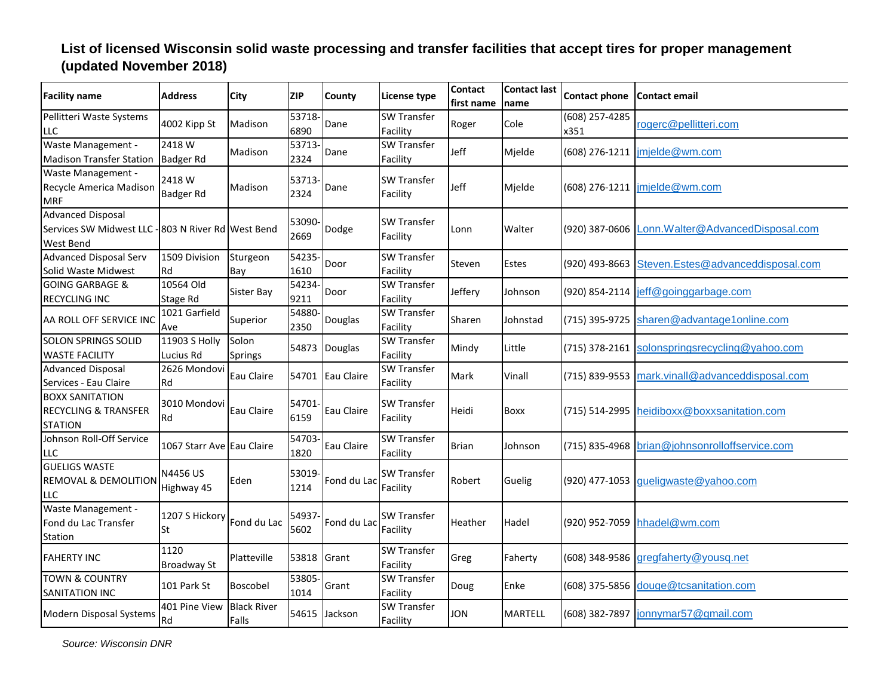**List of licensed Wisconsin solid waste processing and transfer facilities that accept tires for proper management (updated November 2018)**

| Facility name | Address | City | ZIP | County | License type | Contact first name | Contact last name | Contact phone | Contact email |
|---|---|---|---|---|---|---|---|---|---|
| Pellitteri Waste Systems LLC | 4002 Kipp St | Madison | 53718-6890 | Dane | SW Transfer Facility | Roger | Cole | (608) 257-4285 x351 | rogerc@pellitteri.com |
| Waste Management - Madison Transfer Station | 2418 W Badger Rd | Madison | 53713-2324 | Dane | SW Transfer Facility | Jeff | Mjelde | (608) 276-1211 | jmjelde@wm.com |
| Waste Management - Recycle America Madison MRF | 2418 W Badger Rd | Madison | 53713-2324 | Dane | SW Transfer Facility | Jeff | Mjelde | (608) 276-1211 | jmjelde@wm.com |
| Advanced Disposal Services SW Midwest LLC - West Bend | 803 N River Rd | West Bend | 53090-2669 | Dodge | SW Transfer Facility | Lonn | Walter | (920) 387-0606 | Lonn.Walter@AdvancedDisposal.com |
| Advanced Disposal Serv Solid Waste Midwest | 1509 Division Rd | Sturgeon Bay | 54235-1610 | Door | SW Transfer Facility | Steven | Estes | (920) 493-8663 | Steven.Estes@advanceddisposal.com |
| GOING GARBAGE & RECYCLING INC | 10564 Old Stage Rd | Sister Bay | 54234-9211 | Door | SW Transfer Facility | Jeffery | Johnson | (920) 854-2114 | jeff@goinggarbage.com |
| AA ROLL OFF SERVICE INC | 1021 Garfield Ave | Superior | 54880-2350 | Douglas | SW Transfer Facility | Sharen | Johnstad | (715) 395-9725 | sharen@advantage1online.com |
| SOLON SPRINGS SOLID WASTE FACILITY | 11903 S Holly Lucius Rd | Solon Springs | 54873 | Douglas | SW Transfer Facility | Mindy | Little | (715) 378-2161 | solonspringsrecycling@yahoo.com |
| Advanced Disposal Services - Eau Claire | 2626 Mondovi Rd | Eau Claire | 54701 | Eau Claire | SW Transfer Facility | Mark | Vinall | (715) 839-9553 | mark.vinall@advanceddisposal.com |
| BOXX SANITATION RECYCLING & TRANSFER STATION | 3010 Mondovi Rd | Eau Claire | 54701-6159 | Eau Claire | SW Transfer Facility | Heidi | Boxx | (715) 514-2995 | heidiboxx@boxxsanitation.com |
| Johnson Roll-Off Service LLC | 1067 Starr Ave | Eau Claire | 54703-1820 | Eau Claire | SW Transfer Facility | Brian | Johnson | (715) 835-4968 | brian@johnsonrolloffservice.com |
| GUELIGS WASTE REMOVAL & DEMOLITION LLC | N4456 US Highway 45 | Eden | 53019-1214 | Fond du Lac | SW Transfer Facility | Robert | Guelig | (920) 477-1053 | gueligwaste@yahoo.com |
| Waste Management - Fond du Lac Transfer Station | 1207 S Hickory St | Fond du Lac | 54937-5602 | Fond du Lac | SW Transfer Facility | Heather | Hadel | (920) 952-7059 | hhadel@wm.com |
| FAHERTY INC | 1120 Broadway St | Platteville | 53818 | Grant | SW Transfer Facility | Greg | Faherty | (608) 348-9586 | gregfaherty@yousq.net |
| TOWN & COUNTRY SANITATION INC | 101 Park St | Boscobel | 53805-1014 | Grant | SW Transfer Facility | Doug | Enke | (608) 375-5856 | douge@tcsanitation.com |
| Modern Disposal Systems | 401 Pine View Rd | Black River Falls | 54615 | Jackson | SW Transfer Facility | JON | MARTELL | (608) 382-7897 | jonnymar57@gmail.com |

*Source: Wisconsin DNR*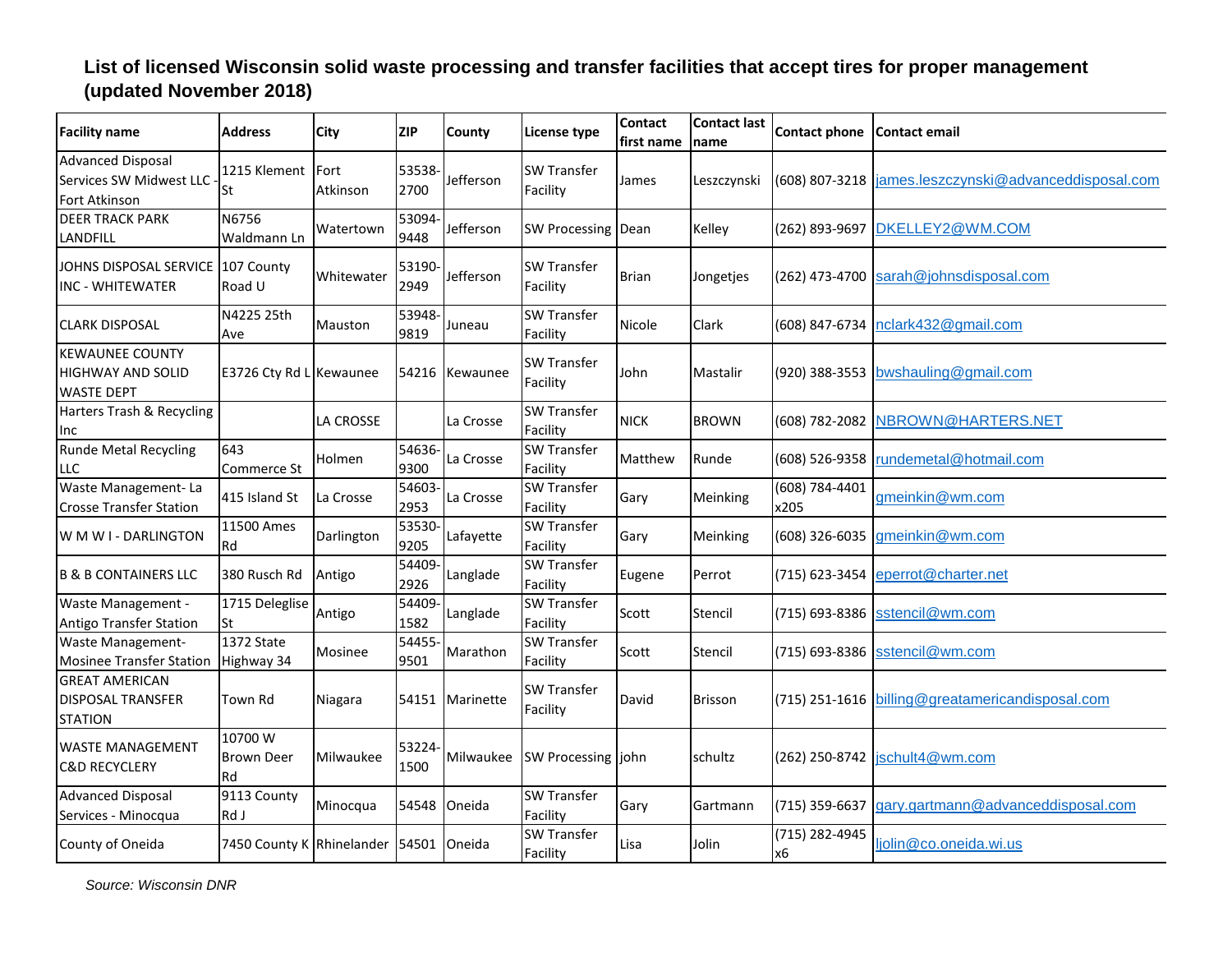## List of licensed Wisconsin solid waste processing and transfer facilities that accept tires for proper management (updated November 2018)

| Facility name | Address | City | ZIP | County | License type | Contact first name | Contact last name | Contact phone | Contact email |
|---|---|---|---|---|---|---|---|---|---|
| Advanced Disposal Services SW Midwest LLC - Fort Atkinson | 1215 Klement St | Fort Atkinson | 53538-2700 | Jefferson | SW Transfer Facility | James | Leszczynski | (608) 807-3218 | james.leszczynski@advanceddisposal.com |
| DEER TRACK PARK LANDFILL | N6756 Waldmann Ln | Watertown | 53094-9448 | Jefferson | SW Processing | Dean | Kelley | (262) 893-9697 | DKELLEY2@WM.COM |
| JOHNS DISPOSAL SERVICE INC - WHITEWATER | 107 County Road U | Whitewater | 53190-2949 | Jefferson | SW Transfer Facility | Brian | Jongetjes | (262) 473-4700 | sarah@johnsdisposal.com |
| CLARK DISPOSAL | N4225 25th Ave | Mauston | 53948-9819 | Juneau | SW Transfer Facility | Nicole | Clark | (608) 847-6734 | nclark432@gmail.com |
| KEWAUNEE COUNTY HIGHWAY AND SOLID WASTE DEPT | E3726 Cty Rd L | Kewaunee | 54216 | Kewaunee | SW Transfer Facility | John | Mastalir | (920) 388-3553 | bwshauling@gmail.com |
| Harters Trash & Recycling Inc | | LA CROSSE | | La Crosse | SW Transfer Facility | NICK | BROWN | (608) 782-2082 | NBROWN@HARTERS.NET |
| Runde Metal Recycling LLC | 643 Commerce St | Holmen | 54636-9300 | La Crosse | SW Transfer Facility | Matthew | Runde | (608) 526-9358 | rundemetal@hotmail.com |
| Waste Management- La Crosse Transfer Station | 415 Island St | La Crosse | 54603-2953 | La Crosse | SW Transfer Facility | Gary | Meinking | (608) 784-4401 x205 | gmeinkin@wm.com |
| W M W I - DARLINGTON | 11500 Ames Rd | Darlington | 53530-9205 | Lafayette | SW Transfer Facility | Gary | Meinking | (608) 326-6035 | gmeinkin@wm.com |
| B & B CONTAINERS LLC | 380 Rusch Rd | Antigo | 54409-2926 | Langlade | SW Transfer Facility | Eugene | Perrot | (715) 623-3454 | eperrot@charter.net |
| Waste Management - Antigo Transfer Station | 1715 Deleglise St | Antigo | 54409-1582 | Langlade | SW Transfer Facility | Scott | Stencil | (715) 693-8386 | sstencil@wm.com |
| Waste Management- Mosinee Transfer Station | 1372 State Highway 34 | Mosinee | 54455-9501 | Marathon | SW Transfer Facility | Scott | Stencil | (715) 693-8386 | sstencil@wm.com |
| GREAT AMERICAN DISPOSAL TRANSFER STATION | Town Rd | Niagara | 54151 | Marinette | SW Transfer Facility | David | Brisson | (715) 251-1616 | billing@greatamericandisposal.com |
| WASTE MANAGEMENT C&D RECYCLERY | 10700 W Brown Deer Rd | Milwaukee | 53224-1500 | Milwaukee | SW Processing | john | schultz | (262) 250-8742 | jschult4@wm.com |
| Advanced Disposal Services - Minocqua | 9113 County Rd J | Minocqua | 54548 | Oneida | SW Transfer Facility | Gary | Gartmann | (715) 359-6637 | gary.gartmann@advanceddisposal.com |
| County of Oneida | 7450 County K | Rhinelander | 54501 | Oneida | SW Transfer Facility | Lisa | Jolin | (715) 282-4945 x6 | ljolin@co.oneida.wi.us |

*Source: Wisconsin DNR*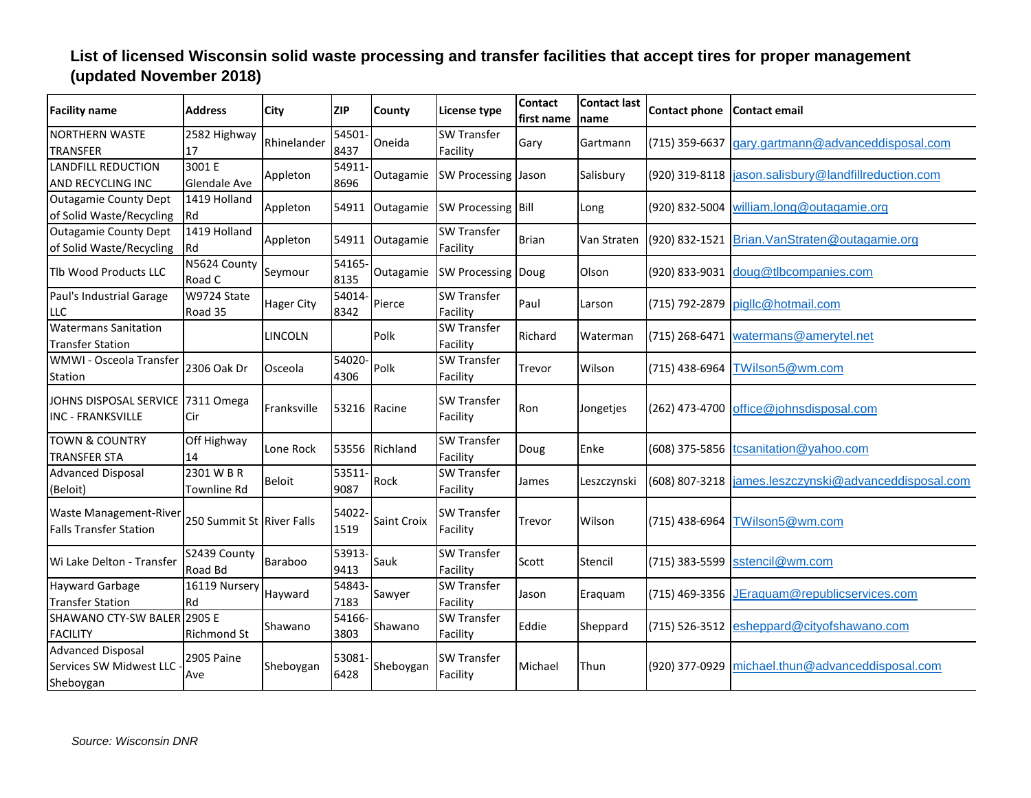# List of licensed Wisconsin solid waste processing and transfer facilities that accept tires for proper management (updated November 2018)

| Facility name | Address | City | ZIP | County | License type | Contact first name | Contact last name | Contact phone | Contact email |
|---|---|---|---|---|---|---|---|---|---|
| NORTHERN WASTE TRANSFER | 2582 Highway 17 | Rhinelander | 54501-8437 | Oneida | SW Transfer Facility | Gary | Gartmann | (715) 359-6637 | gary.gartmann@advanceddisposal.com |
| LANDFILL REDUCTION AND RECYCLING INC | 3001 E Glendale Ave | Appleton | 54911-8696 | Outagamie | SW Processing | Jason | Salisbury | (920) 319-8118 | jason.salisbury@landfillreduction.com |
| Outagamie County Dept of Solid Waste/Recycling | 1419 Holland Rd | Appleton | 54911 | Outagamie | SW Processing | Bill | Long | (920) 832-5004 | william.long@outagamie.org |
| Outagamie County Dept of Solid Waste/Recycling | 1419 Holland Rd | Appleton | 54911 | Outagamie | SW Transfer Facility | Brian | Van Straten | (920) 832-1521 | Brian.VanStraten@outagamie.org |
| Tlb Wood Products LLC | N5624 County Road C | Seymour | 54165-8135 | Outagamie | SW Processing | Doug | Olson | (920) 833-9031 | doug@tlbcompanies.com |
| Paul's Industrial Garage LLC | W9724 State Road 35 | Hager City | 54014-8342 | Pierce | SW Transfer Facility | Paul | Larson | (715) 792-2879 | pigllc@hotmail.com |
| Watermans Sanitation Transfer Station | | LINCOLN | | Polk | SW Transfer Facility | Richard | Waterman | (715) 268-6471 | watermans@amerytel.net |
| WMWI - Osceola Transfer Station | 2306 Oak Dr | Osceola | 54020-4306 | Polk | SW Transfer Facility | Trevor | Wilson | (715) 438-6964 | TWilson5@wm.com |
| JOHNS DISPOSAL SERVICE INC - FRANKSVILLE | 7311 Omega Cir | Franksville | 53216 | Racine | SW Transfer Facility | Ron | Jongetjes | (262) 473-4700 | office@johnsdisposal.com |
| TOWN & COUNTRY TRANSFER STA | Off Highway 14 | Lone Rock | 53556 | Richland | SW Transfer Facility | Doug | Enke | (608) 375-5856 | tcsanitation@yahoo.com |
| Advanced Disposal (Beloit) | 2301 W B R Townline Rd | Beloit | 53511-9087 | Rock | SW Transfer Facility | James | Leszczynski | (608) 807-3218 | james.leszczynski@advanceddisposal.com |
| Waste Management-River Falls Transfer Station | 250 Summit St | River Falls | 54022-1519 | Saint Croix | SW Transfer Facility | Trevor | Wilson | (715) 438-6964 | TWilson5@wm.com |
| Wi Lake Delton - Transfer | S2439 County Road Bd | Baraboo | 53913-9413 | Sauk | SW Transfer Facility | Scott | Stencil | (715) 383-5599 | sstencil@wm.com |
| Hayward Garbage Transfer Station | 16119 Nursery Rd | Hayward | 54843-7183 | Sawyer | SW Transfer Facility | Jason | Eraquam | (715) 469-3356 | JEraquam@republicservices.com |
| SHAWANO CTY-SW BALER FACILITY | 2905 E Richmond St | Shawano | 54166-3803 | Shawano | SW Transfer Facility | Eddie | Sheppard | (715) 526-3512 | esheppard@cityofshawano.com |
| Advanced Disposal Services SW Midwest LLC - Sheboygan | 2905 Paine Ave | Sheboygan | 53081-6428 | Sheboygan | SW Transfer Facility | Michael | Thun | (920) 377-0929 | michael.thun@advanceddisposal.com |

*Source: Wisconsin DNR*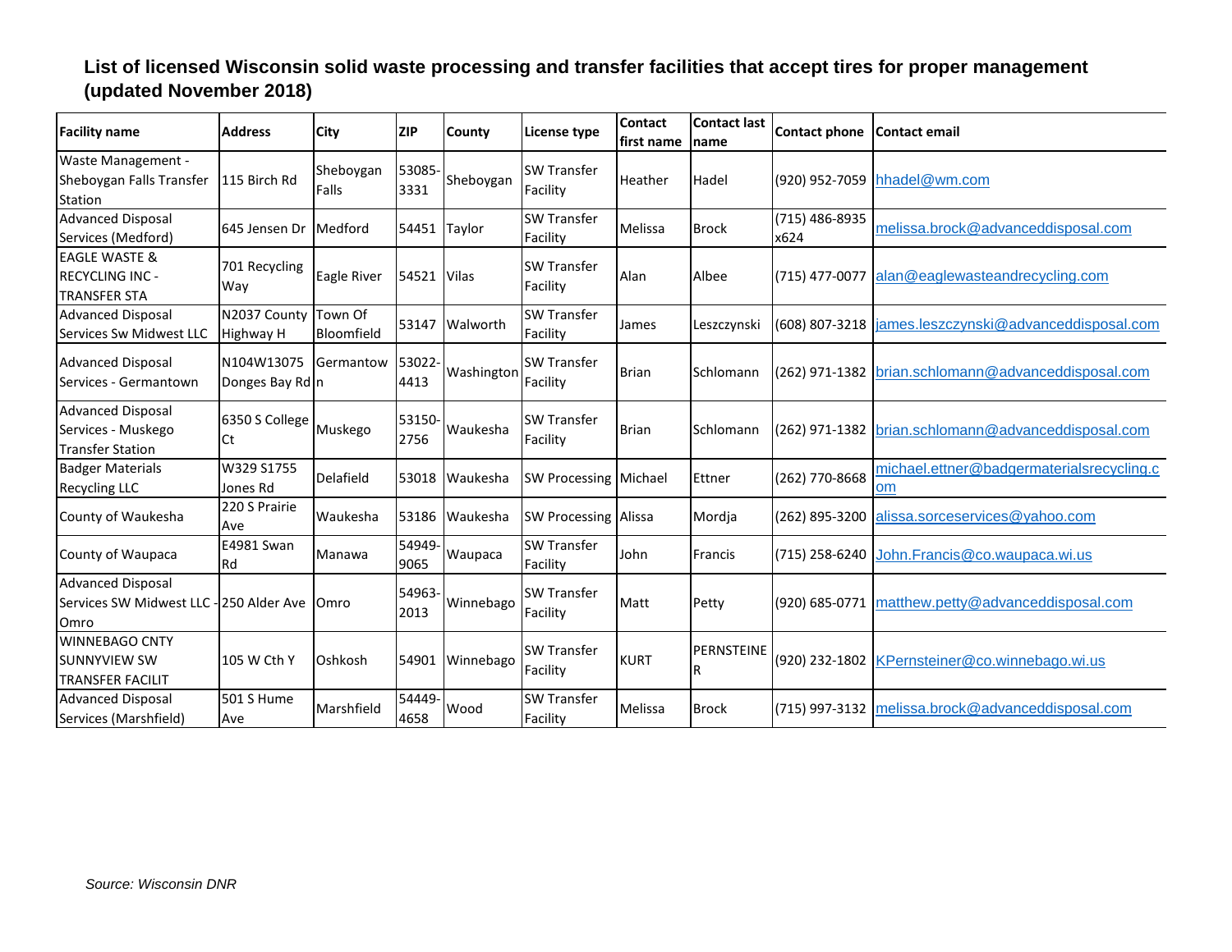## List of licensed Wisconsin solid waste processing and transfer facilities that accept tires for proper management (updated November 2018)

| Facility name | Address | City | ZIP | County | License type | Contact first name | Contact last name | Contact phone | Contact email |
|---|---|---|---|---|---|---|---|---|---|
| Waste Management - Sheboygan Falls Transfer Station | 115 Birch Rd | Sheboygan Falls | 53085-3331 | Sheboygan | SW Transfer Facility | Heather | Hadel | (920) 952-7059 | hhadel@wm.com |
| Advanced Disposal Services (Medford) | 645 Jensen Dr | Medford | 54451 | Taylor | SW Transfer Facility | Melissa | Brock | (715) 486-8935 x624 | melissa.brock@advanceddisposal.com |
| EAGLE WASTE & RECYCLING INC - TRANSFER STA | 701 Recycling Way | Eagle River | 54521 | Vilas | SW Transfer Facility | Alan | Albee | (715) 477-0077 | alan@eaglewasteandrecycling.com |
| Advanced Disposal Services Sw Midwest LLC | N2037 County Highway H | Town Of Bloomfield | 53147 | Walworth | SW Transfer Facility | James | Leszczynski | (608) 807-3218 | james.leszczynski@advanceddisposal.com |
| Advanced Disposal Services - Germantown | N104W13075 Donges Bay Rd | Germantown | 53022-4413 | Washington | SW Transfer Facility | Brian | Schlomann | (262) 971-1382 | brian.schlomann@advanceddisposal.com |
| Advanced Disposal Services - Muskego Transfer Station | 6350 S College Ct | Muskego | 53150-2756 | Waukesha | SW Transfer Facility | Brian | Schlomann | (262) 971-1382 | brian.schlomann@advanceddisposal.com |
| Badger Materials Recycling LLC | W329 S1755 Jones Rd | Delafield | 53018 | Waukesha | SW Processing | Michael | Ettner | (262) 770-8668 | michael.ettner@badgermaterialsrecycling.com |
| County of Waukesha | 220 S Prairie Ave | Waukesha | 53186 | Waukesha | SW Processing | Alissa | Mordja | (262) 895-3200 | alissa.sorceservices@yahoo.com |
| County of Waupaca | E4981 Swan Rd | Manawa | 54949-9065 | Waupaca | SW Transfer Facility | John | Francis | (715) 258-6240 | John.Francis@co.waupaca.wi.us |
| Advanced Disposal Services SW Midwest LLC - Omro | 250 Alder Ave | Omro | 54963-2013 | Winnebago | SW Transfer Facility | Matt | Petty | (920) 685-0771 | matthew.petty@advanceddisposal.com |
| WINNEBAGO CNTY SUNNYVIEW SW TRANSFER FACILIT | 105 W Cth Y | Oshkosh | 54901 | Winnebago | SW Transfer Facility | KURT | PERNSTEINER | (920) 232-1802 | KPernsteiner@co.winnebago.wi.us |
| Advanced Disposal Services (Marshfield) | 501 S Hume Ave | Marshfield | 54449-4658 | Wood | SW Transfer Facility | Melissa | Brock | (715) 997-3132 | melissa.brock@advanceddisposal.com |

*Source: Wisconsin DNR*